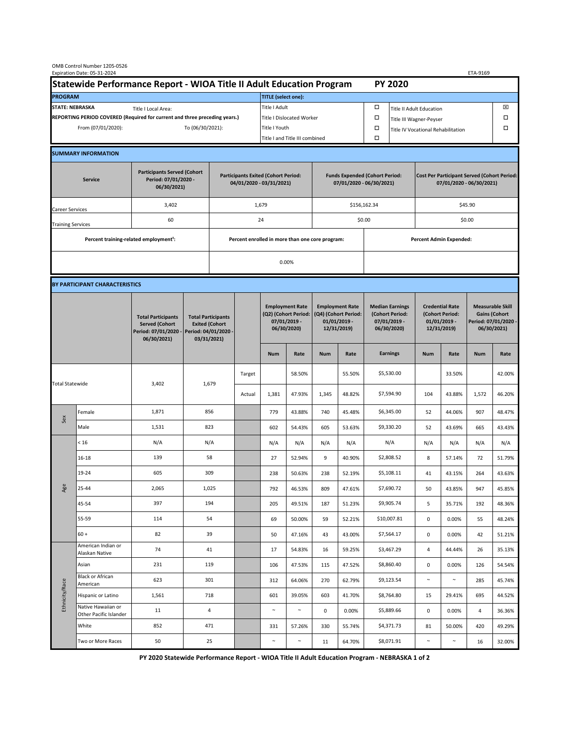OMB Control Number 1205-0526
Expiration Date: 05-31-2024

ETA-9169

# Statewide Performance Report - WIOA Title II Adult Education Program — PY 2020

| PROGRAM | | TITLE (select one): | | | |
|---|---|---|---|---|---|
| STATE: NEBRASKA | Title I Local Area: | Title I Adult | ☐ | Title II Adult Education | ☒ |
| REPORTING PERIOD COVERED (Required for current and three preceding years.) | | Title I Dislocated Worker | ☐ | Title III Wagner-Peyser | ☐ |
| From (07/01/2020): | To (06/30/2021): | Title I Youth | ☐ | Title IV Vocational Rehabilitation | ☐ |
| | | Title I and Title III combined | ☐ | | |

## SUMMARY INFORMATION

| Service | Participants Served (Cohort Period: 07/01/2020 - 06/30/2021) | Participants Exited (Cohort Period: 04/01/2020 - 03/31/2021) | Funds Expended (Cohort Period: 07/01/2020 - 06/30/2021) | Cost Per Participant Served (Cohort Period: 07/01/2020 - 06/30/2021) |
|---|---|---|---|---|
| Career Services | 3,402 | 1,679 | $156,162.34 | $45.90 |
| Training Services | 60 | 24 | $0.00 | $0.00 |

| Percent training-related employment[1]: | Percent enrolled in more than one core program: | Percent Admin Expended: |
|---|---|---|
| | 0.00% | |

## BY PARTICIPANT CHARACTERISTICS

| | | Total Participants Served (Cohort Period: 07/01/2020 - 06/30/2021) | Total Participants Exited (Cohort Period: 04/01/2020 - 03/31/2021) | | Employment Rate (Q2) (Cohort Period: 07/01/2019 - 06/30/2020) | | Employment Rate (Q4) (Cohort Period: 01/01/2019 - 12/31/2019) | | Median Earnings (Cohort Period: 07/01/2019 - 06/30/2020) | Credential Rate (Cohort Period: 01/01/2019 - 12/31/2019) | | Measurable Skill Gains (Cohort Period: 07/01/2020 - 06/30/2021) | |
|---|---|---|---|---|---|---|---|---|---|---|---|---|---|
| | | | | | Num | Rate | Num | Rate | Earnings | Num | Rate | Num | Rate |
| Total Statewide | | 3,402 | 1,679 | Target | | 58.50% | | 55.50% | $5,530.00 | | 33.50% | | 42.00% |
| | | | | Actual | 1,381 | 47.93% | 1,345 | 48.82% | $7,594.90 | 104 | 43.88% | 1,572 | 46.20% |
| Sex | Female | 1,871 | 856 | | 779 | 43.88% | 740 | 45.48% | $6,345.00 | 52 | 44.06% | 907 | 48.47% |
| | Male | 1,531 | 823 | | 602 | 54.43% | 605 | 53.63% | $9,330.20 | 52 | 43.69% | 665 | 43.43% |
| Age | < 16 | N/A | N/A | | N/A | N/A | N/A | N/A | N/A | N/A | N/A | N/A | N/A |
| | 16-18 | 139 | 58 | | 27 | 52.94% | 9 | 40.90% | $2,808.52 | 8 | 57.14% | 72 | 51.79% |
| | 19-24 | 605 | 309 | | 238 | 50.63% | 238 | 52.19% | $5,108.11 | 41 | 43.15% | 264 | 43.63% |
| | 25-44 | 2,065 | 1,025 | | 792 | 46.53% | 809 | 47.61% | $7,690.72 | 50 | 43.85% | 947 | 45.85% |
| | 45-54 | 397 | 194 | | 205 | 49.51% | 187 | 51.23% | $9,905.74 | 5 | 35.71% | 192 | 48.36% |
| | 55-59 | 114 | 54 | | 69 | 50.00% | 59 | 52.21% | $10,007.81 | 0 | 0.00% | 55 | 48.24% |
| | 60 + | 82 | 39 | | 50 | 47.16% | 43 | 43.00% | $7,564.17 | 0 | 0.00% | 42 | 51.21% |
| Ethnicity/Race | American Indian or Alaskan Native | 74 | 41 | | 17 | 54.83% | 16 | 59.25% | $3,467.29 | 4 | 44.44% | 26 | 35.13% |
| | Asian | 231 | 119 | | 106 | 47.53% | 115 | 47.52% | $8,860.40 | 0 | 0.00% | 126 | 54.54% |
| | Black or African American | 623 | 301 | | 312 | 64.06% | 270 | 62.79% | $9,123.54 | ~ | ~ | 285 | 45.74% |
| | Hispanic or Latino | 1,561 | 718 | | 601 | 39.05% | 603 | 41.70% | $8,764.80 | 15 | 29.41% | 695 | 44.52% |
| | Native Hawaiian or Other Pacific Islander | 11 | 4 | | ~ | ~ | 0 | 0.00% | $5,889.66 | 0 | 0.00% | 4 | 36.36% |
| | White | 852 | 471 | | 331 | 57.26% | 330 | 55.74% | $4,371.73 | 81 | 50.00% | 420 | 49.29% |
| | Two or More Races | 50 | 25 | | ~ | ~ | 11 | 64.70% | $8,071.91 | ~ | ~ | 16 | 32.00% |

PY 2020 Statewide Performance Report - WIOA Title II Adult Education Program - NEBRASKA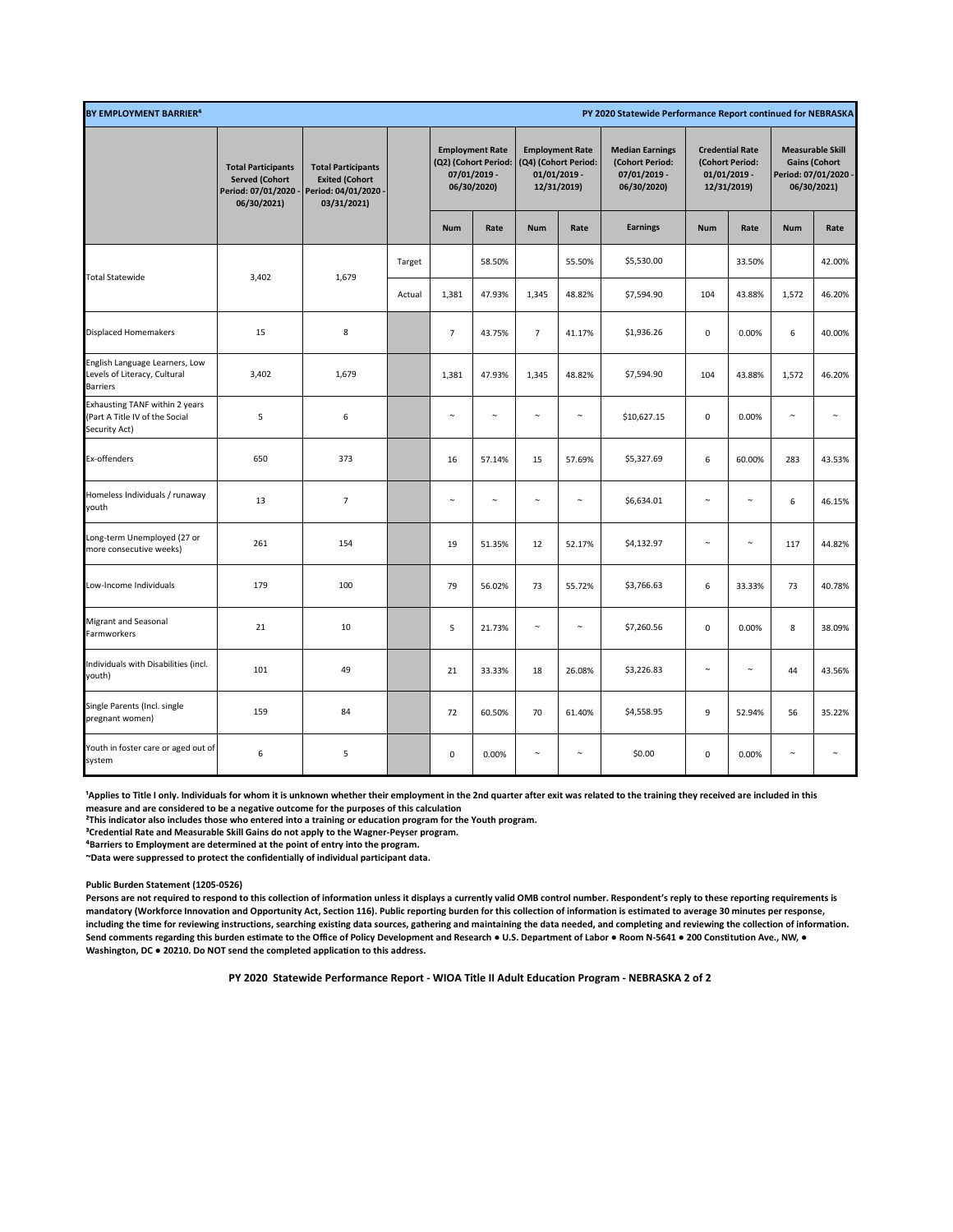| BY EMPLOYMENT BARRIER[4] | | | | | | | | | | | | | | PY 2020 Statewide Performance Report continued for NEBRASKA |
|---|---|---|---|---|---|---|---|---|---|---|---|---|---|---|
| | Total Participants Served (Cohort Period: 07/01/2020 - 06/30/2021) | Total Participants Exited (Cohort Period: 04/01/2020 - 03/31/2021) | | Employment Rate (Q2) (Cohort Period: 07/01/2019 - 06/30/2020) | | Employment Rate (Q4) (Cohort Period: 01/01/2019 - 12/31/2019) | | Median Earnings (Cohort Period: 07/01/2019 - 06/30/2020) | Credential Rate (Cohort Period: 01/01/2019 - 12/31/2019) | | Measurable Skill Gains (Cohort Period: 07/01/2020 - 06/30/2021) | | | |
| | | | | Num | Rate | Num | Rate | Earnings | Num | Rate | Num | Rate | | |
| Total Statewide | 3,402 | 1,679 | Target | | 58.50% | | 55.50% | $5,530.00 | | 33.50% | | 42.00% | | |
| | | | Actual | 1,381 | 47.93% | 1,345 | 48.82% | $7,594.90 | 104 | 43.88% | 1,572 | 46.20% | | |
| Displaced Homemakers | 15 | 8 | | 7 | 43.75% | 7 | 41.17% | $1,936.26 | 0 | 0.00% | 6 | 40.00% | | |
| English Language Learners, Low Levels of Literacy, Cultural Barriers | 3,402 | 1,679 | | 1,381 | 47.93% | 1,345 | 48.82% | $7,594.90 | 104 | 43.88% | 1,572 | 46.20% | | |
| Exhausting TANF within 2 years (Part A Title IV of the Social Security Act) | 5 | 6 | | ~ | ~ | ~ | ~ | $10,627.15 | 0 | 0.00% | ~ | ~ | | |
| Ex-offenders | 650 | 373 | | 16 | 57.14% | 15 | 57.69% | $5,327.69 | 6 | 60.00% | 283 | 43.53% | | |
| Homeless Individuals / runaway youth | 13 | 7 | | ~ | ~ | ~ | ~ | $6,634.01 | ~ | ~ | 6 | 46.15% | | |
| Long-term Unemployed (27 or more consecutive weeks) | 261 | 154 | | 19 | 51.35% | 12 | 52.17% | $4,132.97 | ~ | ~ | 117 | 44.82% | | |
| Low-Income Individuals | 179 | 100 | | 79 | 56.02% | 73 | 55.72% | $3,766.63 | 6 | 33.33% | 73 | 40.78% | | |
| Migrant and Seasonal Farmworkers | 21 | 10 | | 5 | 21.73% | ~ | ~ | $7,260.56 | 0 | 0.00% | 8 | 38.09% | | |
| Individuals with Disabilities (incl. youth) | 101 | 49 | | 21 | 33.33% | 18 | 26.08% | $3,226.83 | ~ | ~ | 44 | 43.56% | | |
| Single Parents (Incl. single pregnant women) | 159 | 84 | | 72 | 60.50% | 70 | 61.40% | $4,558.95 | 9 | 52.94% | 56 | 35.22% | | |
| Youth in foster care or aged out of system | 6 | 5 | | 0 | 0.00% | ~ | ~ | $0.00 | 0 | 0.00% | ~ | ~ | | |

**[1]Applies to Title I only. Individuals for whom it is unknown whether their employment in the 2nd quarter after exit was related to the training they received are included in this measure and are considered to be a negative outcome for the purposes of this calculation**

**[2]This indicator also includes those who entered into a training or education program for the Youth program.**

**[3]Credential Rate and Measurable Skill Gains do not apply to the Wagner-Peyser program.**

**[4]Barriers to Employment are determined at the point of entry into the program.**

**~Data were suppressed to protect the confidentially of individual participant data.**

**Public Burden Statement (1205-0526)**

**Persons are not required to respond to this collection of information unless it displays a currently valid OMB control number. Respondent's reply to these reporting requirements is mandatory (Workforce Innovation and Opportunity Act, Section 116). Public reporting burden for this collection of information is estimated to average 30 minutes per response, including the time for reviewing instructions, searching existing data sources, gathering and maintaining the data needed, and completing and reviewing the collection of information. Send comments regarding this burden estimate to the Office of Policy Development and Research ● U.S. Department of Labor ● Room N-5641 ● 200 Constitution Ave., NW, ● Washington, DC ● 20210. Do NOT send the completed application to this address.**

**PY 2020 Statewide Performance Report - WIOA Title II Adult Education Program - NEBRASKA 2 of 2**